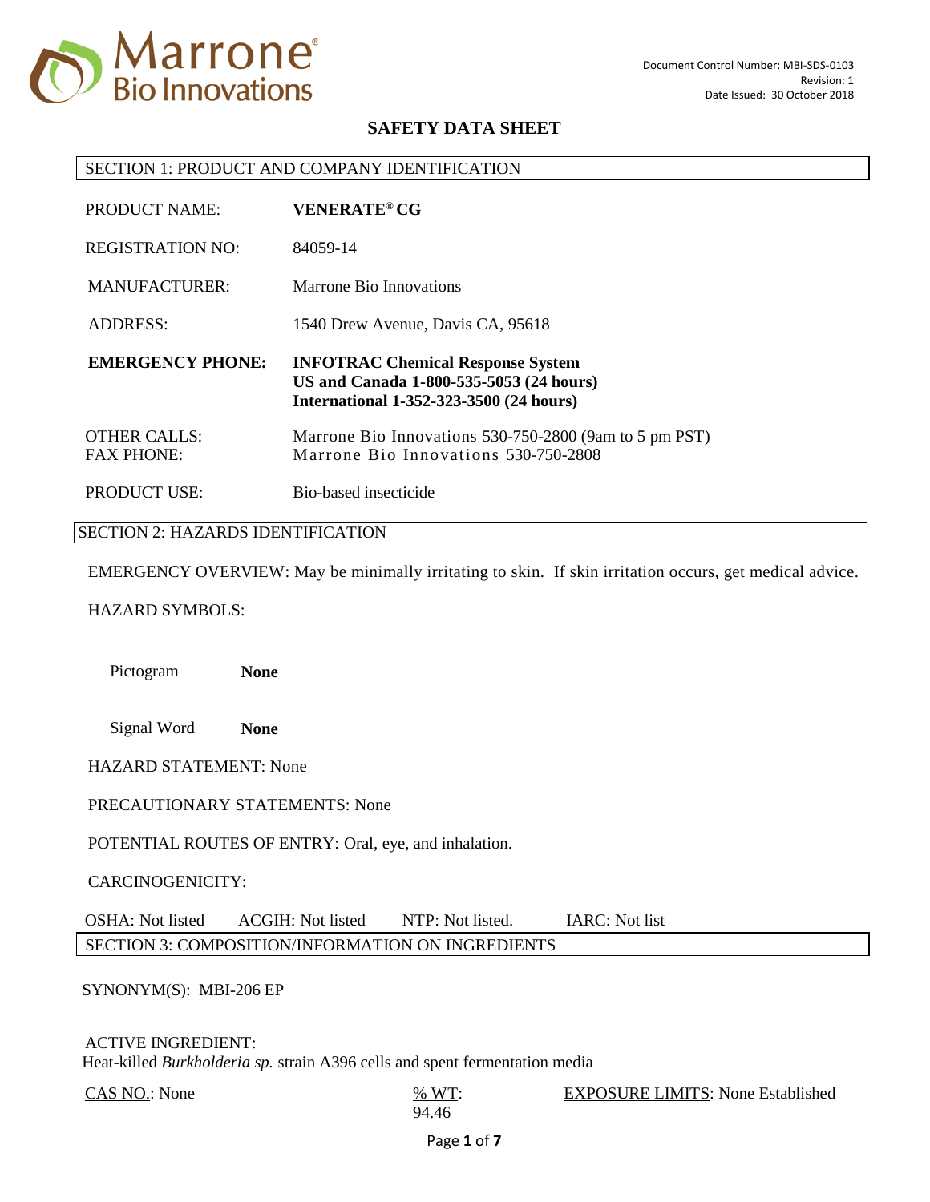Marrone® Bio Innovations

Document Control Number: MBI-SDS-0103
Revision: 1
Date Issued: 30 October 2018

# SAFETY DATA SHEET

## SECTION 1: PRODUCT AND COMPANY IDENTIFICATION

PRODUCT NAME: **VENERATE® CG**

REGISTRATION NO: 84059-14

MANUFACTURER: Marrone Bio Innovations

ADDRESS: 1540 Drew Avenue, Davis CA, 95618

**EMERGENCY PHONE:** **INFOTRAC Chemical Response System**
**US and Canada 1-800-535-5053 (24 hours)**
**International 1-352-323-3500 (24 hours)**

OTHER CALLS: Marrone Bio Innovations 530-750-2800 (9am to 5 pm PST)
FAX PHONE: Marrone Bio Innovations 530-750-2808

PRODUCT USE: Bio-based insecticide

## SECTION 2: HAZARDS IDENTIFICATION

EMERGENCY OVERVIEW: May be minimally irritating to skin. If skin irritation occurs, get medical advice.

HAZARD SYMBOLS:

Pictogram **None**

Signal Word **None**

HAZARD STATEMENT: None

PRECAUTIONARY STATEMENTS: None

POTENTIAL ROUTES OF ENTRY: Oral, eye, and inhalation.

CARCINOGENICITY:

OSHA: Not listed ACGIH: Not listed NTP: Not listed. IARC: Not list

## SECTION 3: COMPOSITION/INFORMATION ON INGREDIENTS

SYNONYM(S): MBI-206 EP

ACTIVE INGREDIENT:
Heat-killed *Burkholderia sp.* strain A396 cells and spent fermentation media

CAS NO.: None % WT: 94.46 EXPOSURE LIMITS: None Established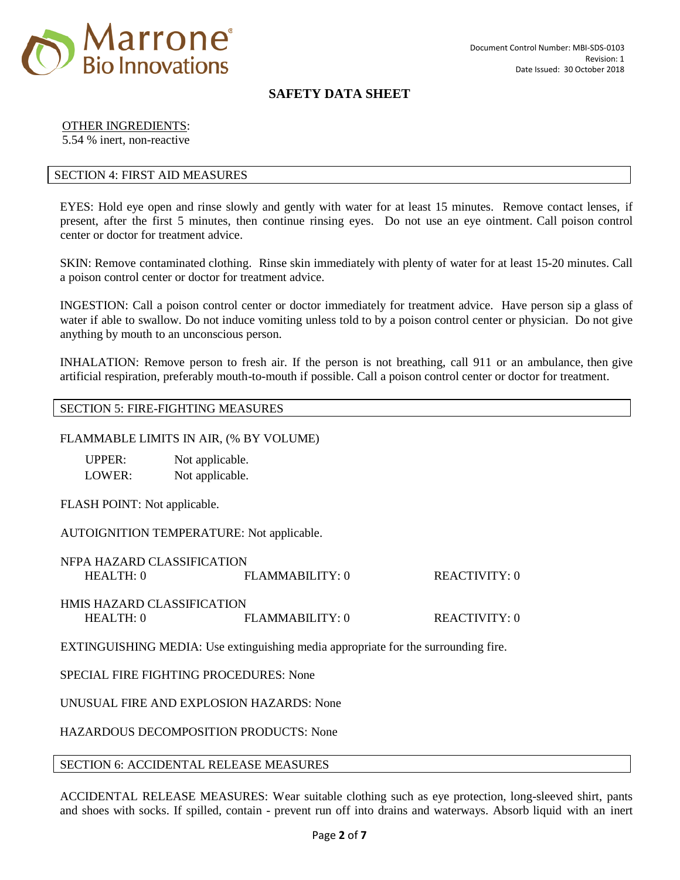OTHER INGREDIENTS:
5.54 % inert, non-reactive

## SECTION 4: FIRST AID MEASURES

EYES: Hold eye open and rinse slowly and gently with water for at least 15 minutes. Remove contact lenses, if present, after the first 5 minutes, then continue rinsing eyes. Do not use an eye ointment. Call poison control center or doctor for treatment advice.

SKIN: Remove contaminated clothing. Rinse skin immediately with plenty of water for at least 15-20 minutes. Call a poison control center or doctor for treatment advice.

INGESTION: Call a poison control center or doctor immediately for treatment advice. Have person sip a glass of water if able to swallow. Do not induce vomiting unless told to by a poison control center or physician. Do not give anything by mouth to an unconscious person.

INHALATION: Remove person to fresh air. If the person is not breathing, call 911 or an ambulance, then give artificial respiration, preferably mouth-to-mouth if possible. Call a poison control center or doctor for treatment.

## SECTION 5: FIRE-FIGHTING MEASURES

FLAMMABLE LIMITS IN AIR, (% BY VOLUME)

UPPER: Not applicable.
LOWER: Not applicable.

FLASH POINT: Not applicable.

AUTOIGNITION TEMPERATURE: Not applicable.

NFPA HAZARD CLASSIFICATION

| HEALTH: 0 | FLAMMABILITY: 0 | REACTIVITY: 0 |
|---|---|---|

HMIS HAZARD CLASSIFICATION

| HEALTH: 0 | FLAMMABILITY: 0 | REACTIVITY: 0 |
|---|---|---|

EXTINGUISHING MEDIA: Use extinguishing media appropriate for the surrounding fire.

SPECIAL FIRE FIGHTING PROCEDURES: None

UNUSUAL FIRE AND EXPLOSION HAZARDS: None

HAZARDOUS DECOMPOSITION PRODUCTS: None

## SECTION 6: ACCIDENTAL RELEASE MEASURES

ACCIDENTAL RELEASE MEASURES: Wear suitable clothing such as eye protection, long-sleeved shirt, pants and shoes with socks. If spilled, contain - prevent run off into drains and waterways. Absorb liquid with an inert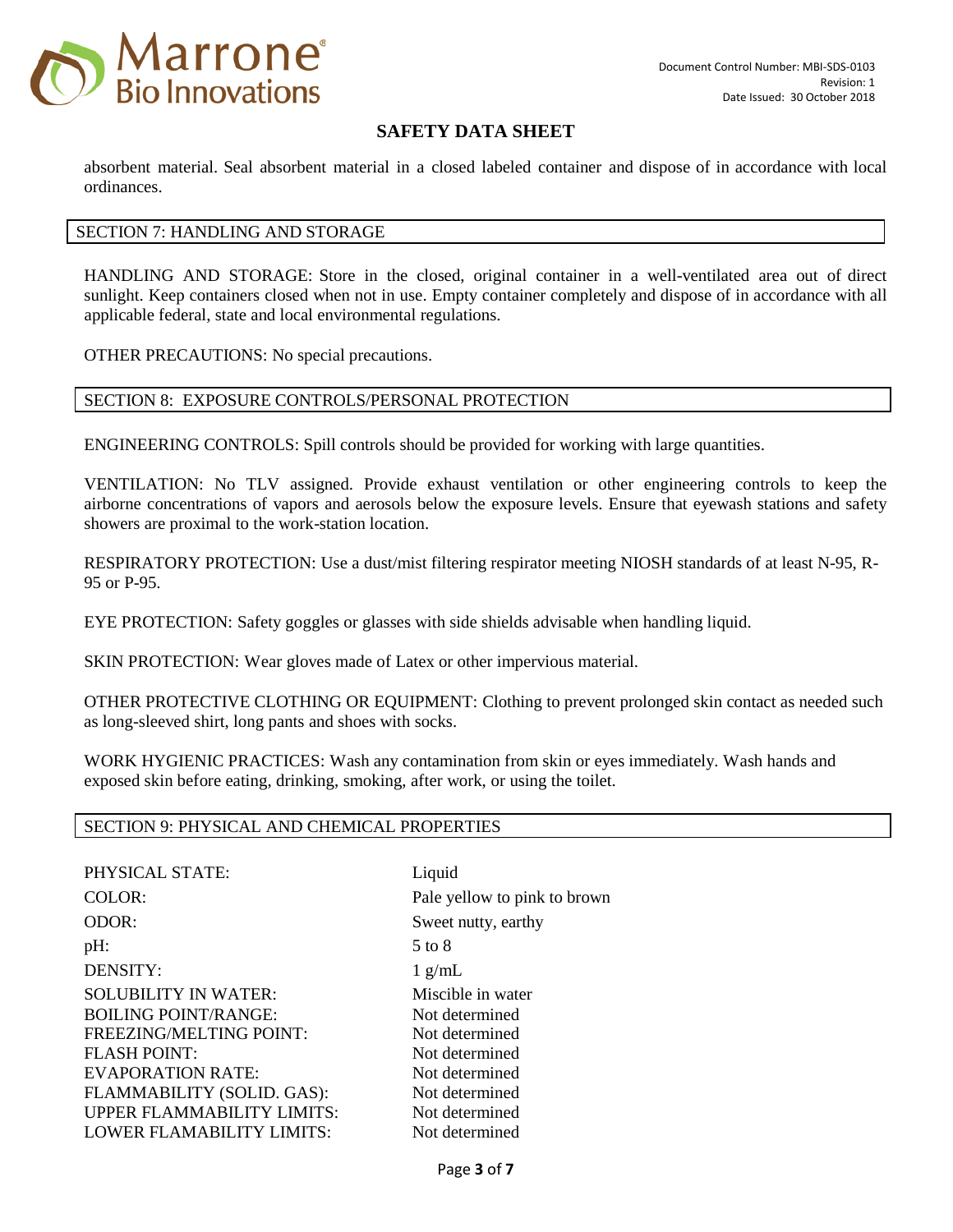absorbent material. Seal absorbent material in a closed labeled container and dispose of in accordance with local ordinances.

## SECTION 7: HANDLING AND STORAGE

HANDLING AND STORAGE: Store in the closed, original container in a well-ventilated area out of direct sunlight. Keep containers closed when not in use. Empty container completely and dispose of in accordance with all applicable federal, state and local environmental regulations.

OTHER PRECAUTIONS: No special precautions.

## SECTION 8: EXPOSURE CONTROLS/PERSONAL PROTECTION

ENGINEERING CONTROLS: Spill controls should be provided for working with large quantities.

VENTILATION: No TLV assigned. Provide exhaust ventilation or other engineering controls to keep the airborne concentrations of vapors and aerosols below the exposure levels. Ensure that eyewash stations and safety showers are proximal to the work-station location.

RESPIRATORY PROTECTION: Use a dust/mist filtering respirator meeting NIOSH standards of at least N-95, R-95 or P-95.

EYE PROTECTION: Safety goggles or glasses with side shields advisable when handling liquid.

SKIN PROTECTION: Wear gloves made of Latex or other impervious material.

OTHER PROTECTIVE CLOTHING OR EQUIPMENT: Clothing to prevent prolonged skin contact as needed such as long-sleeved shirt, long pants and shoes with socks.

WORK HYGIENIC PRACTICES: Wash any contamination from skin or eyes immediately. Wash hands and exposed skin before eating, drinking, smoking, after work, or using the toilet.

## SECTION 9: PHYSICAL AND CHEMICAL PROPERTIES

| | |
|---|---|
| PHYSICAL STATE: | Liquid |
| COLOR: | Pale yellow to pink to brown |
| ODOR: | Sweet nutty, earthy |
| pH: | 5 to 8 |
| DENSITY: | 1 g/mL |
| SOLUBILITY IN WATER: | Miscible in water |
| BOILING POINT/RANGE: | Not determined |
| FREEZING/MELTING POINT: | Not determined |
| FLASH POINT: | Not determined |
| EVAPORATION RATE: | Not determined |
| FLAMMABILITY (SOLID. GAS): | Not determined |
| UPPER FLAMMABILITY LIMITS: | Not determined |
| LOWER FLAMABILITY LIMITS: | Not determined |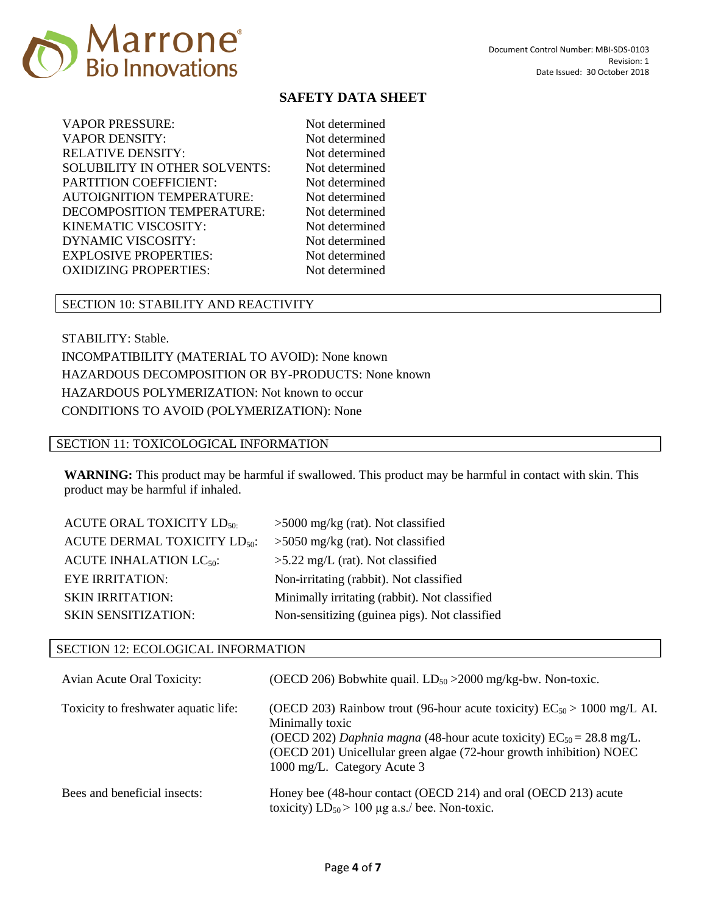## SAFETY DATA SHEET

| | |
|---|---|
| VAPOR PRESSURE: | Not determined |
| VAPOR DENSITY: | Not determined |
| RELATIVE DENSITY: | Not determined |
| SOLUBILITY IN OTHER SOLVENTS: | Not determined |
| PARTITION COEFFICIENT: | Not determined |
| AUTOIGNITION TEMPERATURE: | Not determined |
| DECOMPOSITION TEMPERATURE: | Not determined |
| KINEMATIC VISCOSITY: | Not determined |
| DYNAMIC VISCOSITY: | Not determined |
| EXPLOSIVE PROPERTIES: | Not determined |
| OXIDIZING PROPERTIES: | Not determined |

## SECTION 10: STABILITY AND REACTIVITY

STABILITY: Stable.

INCOMPATIBILITY (MATERIAL TO AVOID): None known

HAZARDOUS DECOMPOSITION OR BY-PRODUCTS: None known

HAZARDOUS POLYMERIZATION: Not known to occur

CONDITIONS TO AVOID (POLYMERIZATION): None

## SECTION 11: TOXICOLOGICAL INFORMATION

**WARNING:** This product may be harmful if swallowed. This product may be harmful in contact with skin. This product may be harmful if inhaled.

| | |
|---|---|
| ACUTE ORAL TOXICITY $LD_{50}$: | >5000 mg/kg (rat). Not classified |
| ACUTE DERMAL TOXICITY $LD_{50}$: | >5050 mg/kg (rat). Not classified |
| ACUTE INHALATION $LC_{50}$: | >5.22 mg/L (rat). Not classified |
| EYE IRRITATION: | Non-irritating (rabbit). Not classified |
| SKIN IRRITATION: | Minimally irritating (rabbit). Not classified |
| SKIN SENSITIZATION: | Non-sensitizing (guinea pigs). Not classified |

## SECTION 12: ECOLOGICAL INFORMATION

| | |
|---|---|
| Avian Acute Oral Toxicity: | (OECD 206) Bobwhite quail. $LD_{50}$ >2000 mg/kg-bw. Non-toxic. |
| Toxicity to freshwater aquatic life: | (OECD 203) Rainbow trout (96-hour acute toxicity) $EC_{50}$ > 1000 mg/L AI. Minimally toxic<br>(OECD 202) *Daphnia magna* (48-hour acute toxicity) $EC_{50}$ = 28.8 mg/L.<br>(OECD 201) Unicellular green algae (72-hour growth inhibition) NOEC 1000 mg/L. Category Acute 3 |
| Bees and beneficial insects: | Honey bee (48-hour contact (OECD 214) and oral (OECD 213) acute toxicity) $LD_{50}$ > 100 µg a.s./ bee. Non-toxic. |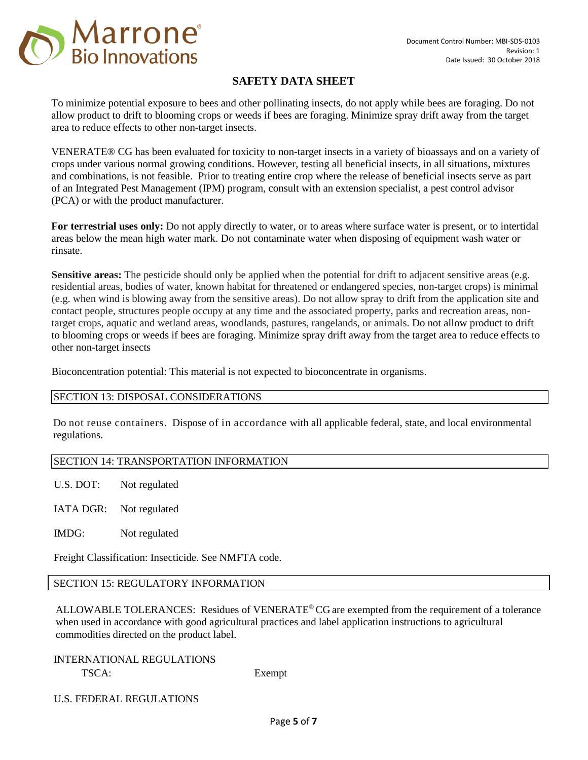To minimize potential exposure to bees and other pollinating insects, do not apply while bees are foraging. Do not allow product to drift to blooming crops or weeds if bees are foraging. Minimize spray drift away from the target area to reduce effects to other non-target insects.

VENERATE® CG has been evaluated for toxicity to non-target insects in a variety of bioassays and on a variety of crops under various normal growing conditions. However, testing all beneficial insects, in all situations, mixtures and combinations, is not feasible. Prior to treating entire crop where the release of beneficial insects serve as part of an Integrated Pest Management (IPM) program, consult with an extension specialist, a pest control advisor (PCA) or with the product manufacturer.

**For terrestrial uses only:** Do not apply directly to water, or to areas where surface water is present, or to intertidal areas below the mean high water mark. Do not contaminate water when disposing of equipment wash water or rinsate.

**Sensitive areas:** The pesticide should only be applied when the potential for drift to adjacent sensitive areas (e.g. residential areas, bodies of water, known habitat for threatened or endangered species, non-target crops) is minimal (e.g. when wind is blowing away from the sensitive areas). Do not allow spray to drift from the application site and contact people, structures people occupy at any time and the associated property, parks and recreation areas, non-target crops, aquatic and wetland areas, woodlands, pastures, rangelands, or animals. Do not allow product to drift to blooming crops or weeds if bees are foraging. Minimize spray drift away from the target area to reduce effects to other non-target insects

Bioconcentration potential: This material is not expected to bioconcentrate in organisms.

## SECTION 13: DISPOSAL CONSIDERATIONS

Do not reuse containers. Dispose of in accordance with all applicable federal, state, and local environmental regulations.

## SECTION 14: TRANSPORTATION INFORMATION

U.S. DOT: Not regulated

IATA DGR: Not regulated

IMDG: Not regulated

Freight Classification: Insecticide. See NMFTA code.

## SECTION 15: REGULATORY INFORMATION

ALLOWABLE TOLERANCES: Residues of VENERATE® CG are exempted from the requirement of a tolerance when used in accordance with good agricultural practices and label application instructions to agricultural commodities directed on the product label.

INTERNATIONAL REGULATIONS

TSCA: Exempt

U.S. FEDERAL REGULATIONS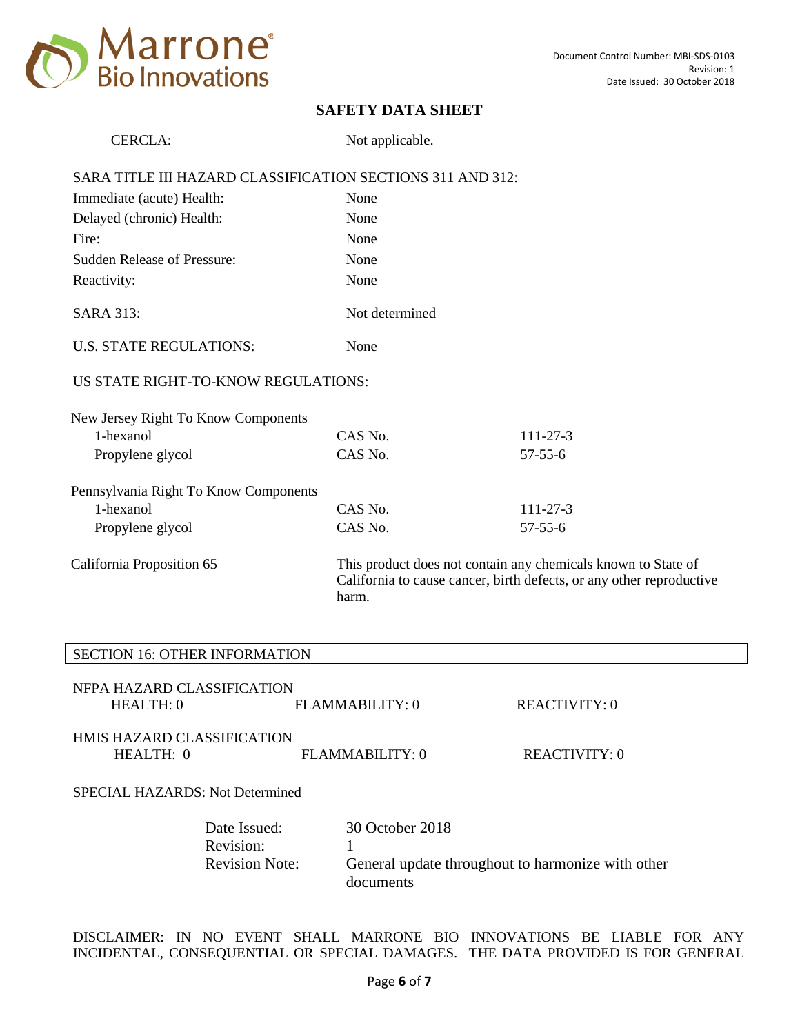CERCLA: Not applicable.

SARA TITLE III HAZARD CLASSIFICATION SECTIONS 311 AND 312:

| | |
|---|---|
| Immediate (acute) Health: | None |
| Delayed (chronic) Health: | None |
| Fire: | None |
| Sudden Release of Pressure: | None |
| Reactivity: | None |

SARA 313: Not determined

U.S. STATE REGULATIONS: None

US STATE RIGHT-TO-KNOW REGULATIONS:

New Jersey Right To Know Components

| | | |
|---|---|---|
| 1-hexanol | CAS No. | 111-27-3 |
| Propylene glycol | CAS No. | 57-55-6 |

Pennsylvania Right To Know Components

| | | |
|---|---|---|
| 1-hexanol | CAS No. | 111-27-3 |
| Propylene glycol | CAS No. | 57-55-6 |

California Proposition 65: This product does not contain any chemicals known to State of California to cause cancer, birth defects, or any other reproductive harm.

## SECTION 16: OTHER INFORMATION

NFPA HAZARD CLASSIFICATION

| HEALTH: 0 | FLAMMABILITY: 0 | REACTIVITY: 0 |
|---|---|---|

HMIS HAZARD CLASSIFICATION

| HEALTH: 0 | FLAMMABILITY: 0 | REACTIVITY: 0 |
|---|---|---|

SPECIAL HAZARDS: Not Determined

Date Issued: 30 October 2018
Revision: 1
Revision Note: General update throughout to harmonize with other documents

DISCLAIMER: IN NO EVENT SHALL MARRONE BIO INNOVATIONS BE LIABLE FOR ANY INCIDENTAL, CONSEQUENTIAL OR SPECIAL DAMAGES. THE DATA PROVIDED IS FOR GENERAL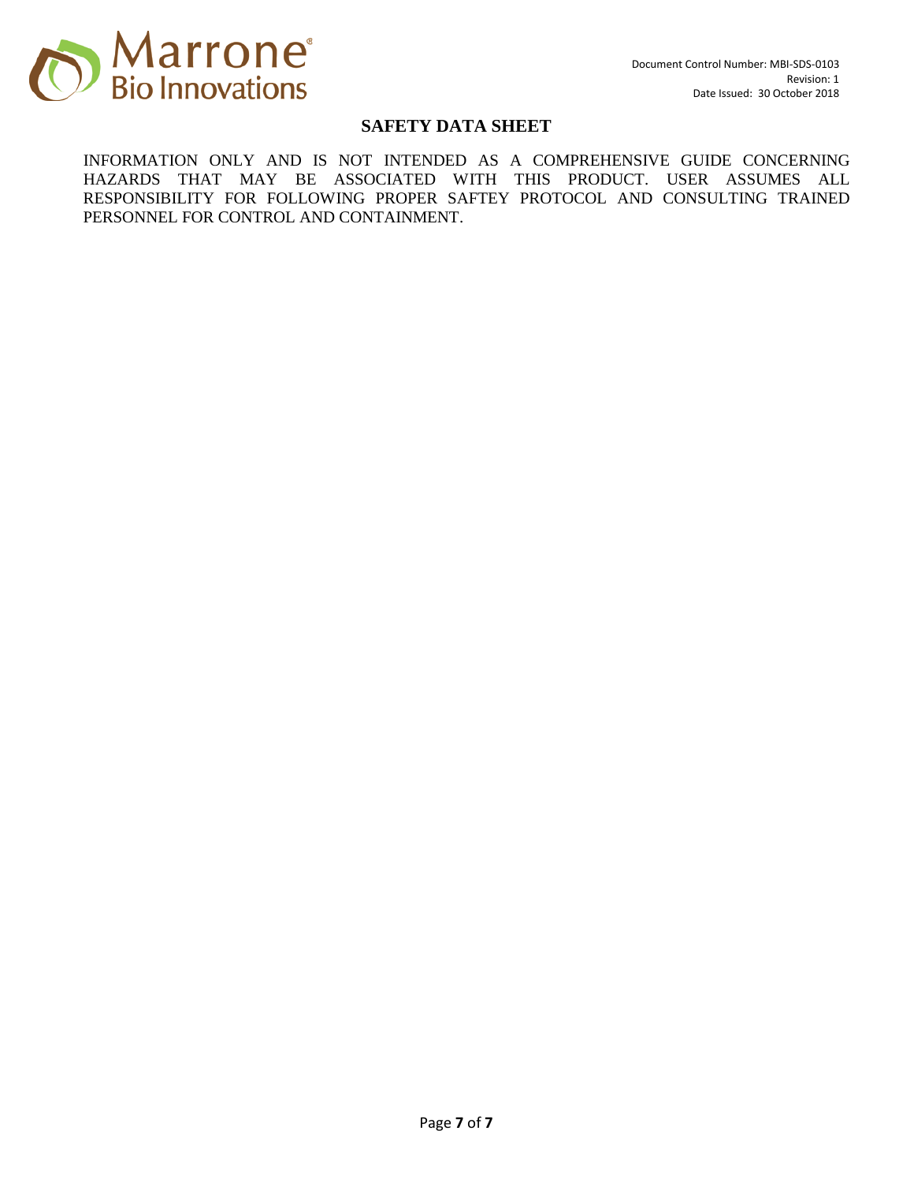## SAFETY DATA SHEET

INFORMATION ONLY AND IS NOT INTENDED AS A COMPREHENSIVE GUIDE CONCERNING HAZARDS THAT MAY BE ASSOCIATED WITH THIS PRODUCT. USER ASSUMES ALL RESPONSIBILITY FOR FOLLOWING PROPER SAFTEY PROTOCOL AND CONSULTING TRAINED PERSONNEL FOR CONTROL AND CONTAINMENT.